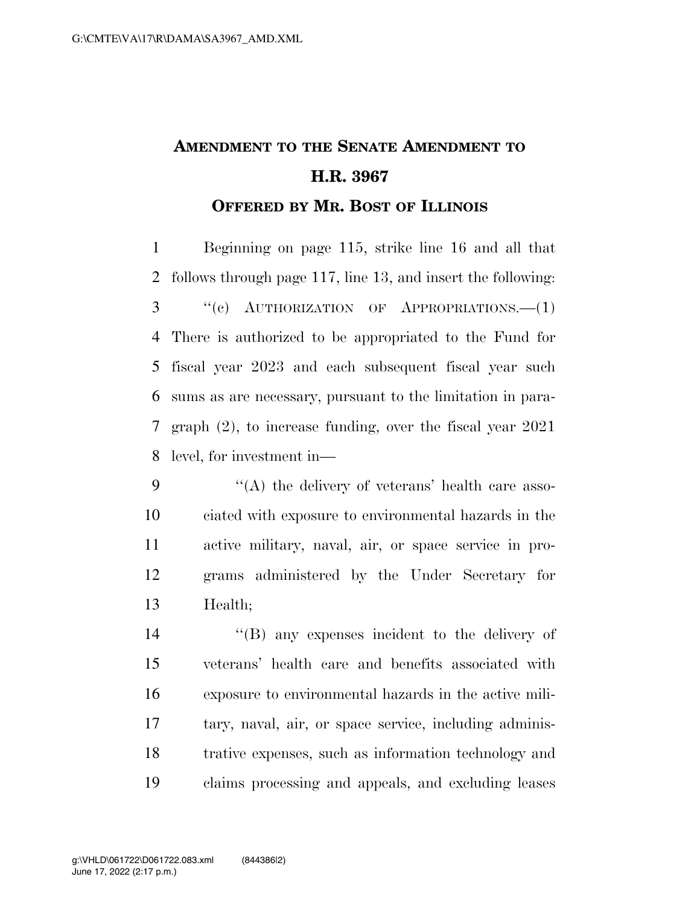# AMENDMENT TO THE SENATE AMENDMENT TO H.R. 3967

## OFFERED BY MR. BOST OF ILLINOIS

Beginning on page 115, strike line 16 and all that follows through page 117, line 13, and insert the following:

"(c) AUTHORIZATION OF APPROPRIATIONS.—(1) There is authorized to be appropriated to the Fund for fiscal year 2023 and each subsequent fiscal year such sums as are necessary, pursuant to the limitation in paragraph (2), to increase funding, over the fiscal year 2021 level, for investment in—

"(A) the delivery of veterans' health care associated with exposure to environmental hazards in the active military, naval, air, or space service in programs administered by the Under Secretary for Health;

"(B) any expenses incident to the delivery of veterans' health care and benefits associated with exposure to environmental hazards in the active military, naval, air, or space service, including administrative expenses, such as information technology and claims processing and appeals, and excluding leases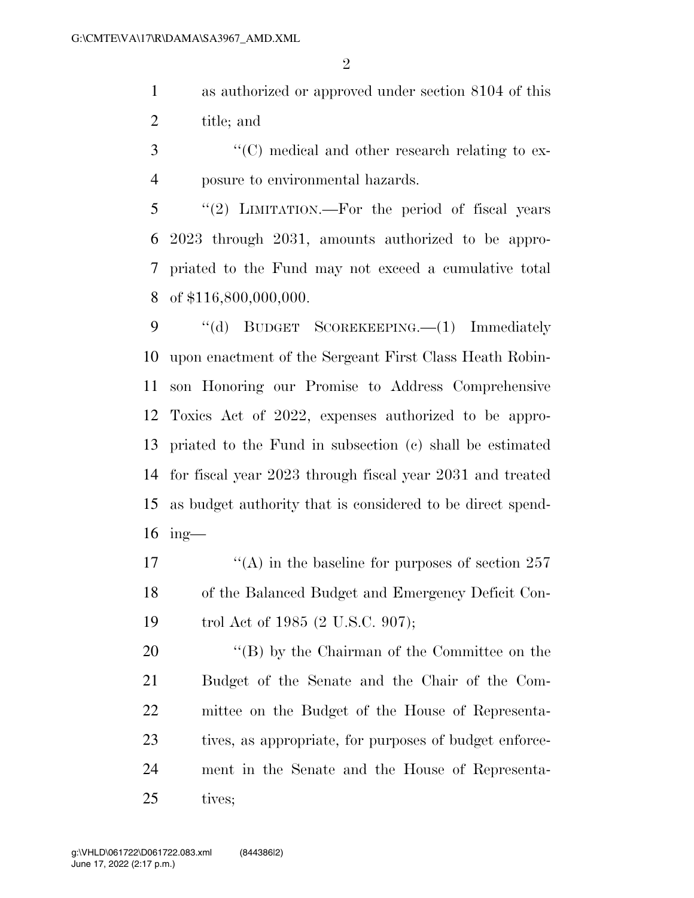as authorized or approved under section 8104 of this title; and

"(C) medical and other research relating to exposure to environmental hazards.

"(2) LIMITATION.—For the period of fiscal years 2023 through 2031, amounts authorized to be appropriated to the Fund may not exceed a cumulative total of $116,800,000,000.

"(d) BUDGET SCOREKEEPING.—(1) Immediately upon enactment of the Sergeant First Class Heath Robinson Honoring our Promise to Address Comprehensive Toxics Act of 2022, expenses authorized to be appropriated to the Fund in subsection (c) shall be estimated for fiscal year 2023 through fiscal year 2031 and treated as budget authority that is considered to be direct spending—

"(A) in the baseline for purposes of section 257 of the Balanced Budget and Emergency Deficit Control Act of 1985 (2 U.S.C. 907);

"(B) by the Chairman of the Committee on the Budget of the Senate and the Chair of the Committee on the Budget of the House of Representatives, as appropriate, for purposes of budget enforcement in the Senate and the House of Representatives;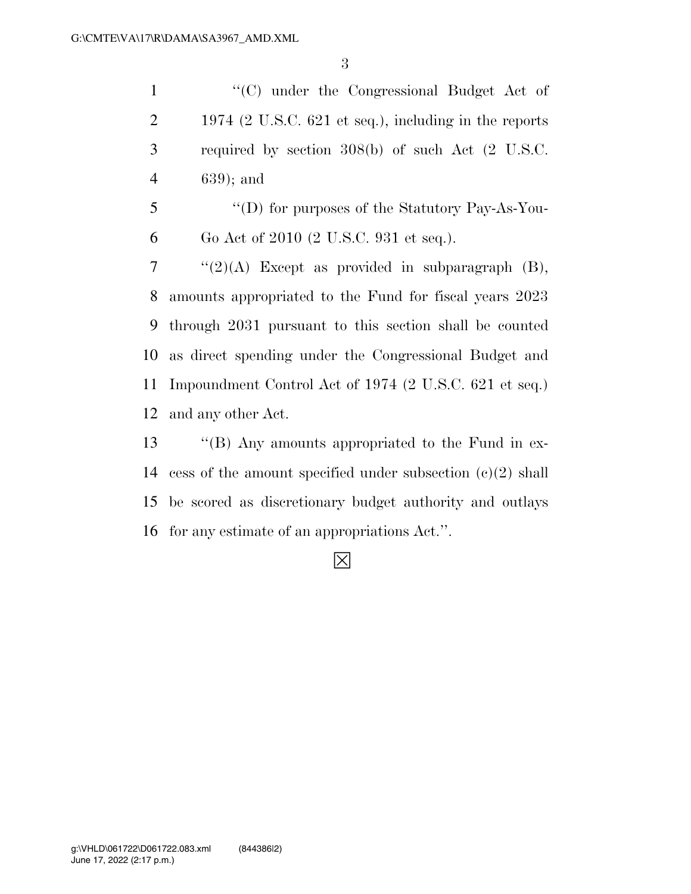''(C) under the Congressional Budget Act of 1974 (2 U.S.C. 621 et seq.), including in the reports required by section 308(b) of such Act (2 U.S.C. 639); and

''(D) for purposes of the Statutory Pay-As-You-Go Act of 2010 (2 U.S.C. 931 et seq.).

''(2)(A) Except as provided in subparagraph (B), amounts appropriated to the Fund for fiscal years 2023 through 2031 pursuant to this section shall be counted as direct spending under the Congressional Budget and Impoundment Control Act of 1974 (2 U.S.C. 621 et seq.) and any other Act.

''(B) Any amounts appropriated to the Fund in excess of the amount specified under subsection (c)(2) shall be scored as discretionary budget authority and outlays for any estimate of an appropriations Act.''.

☒